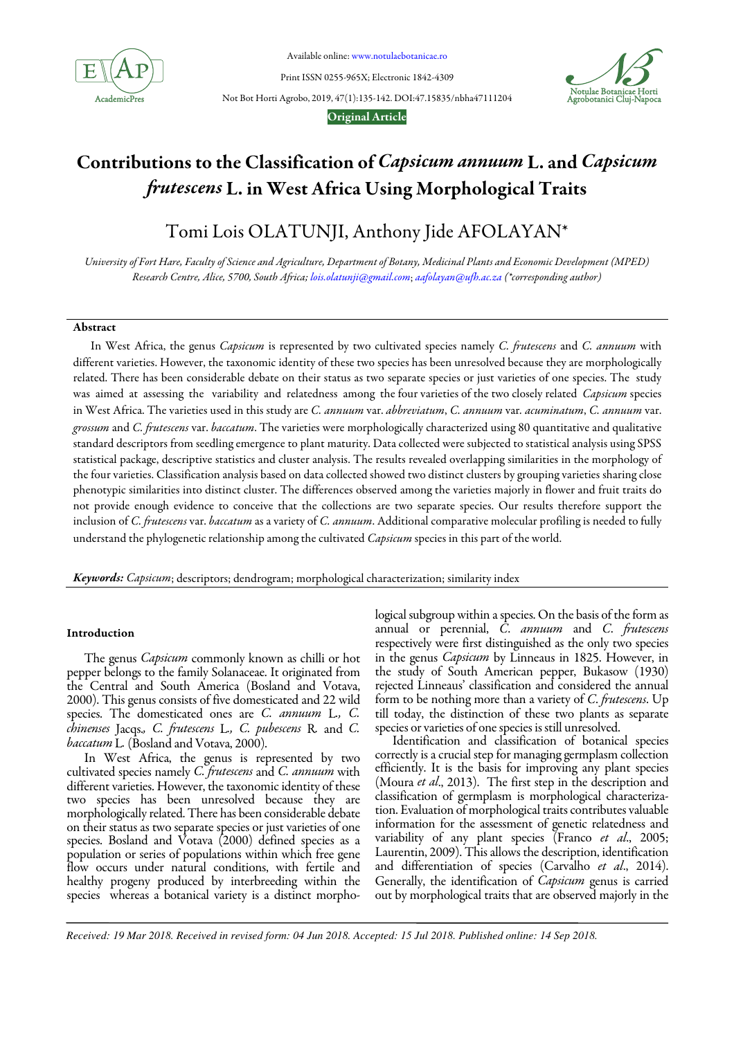Available online: www.notulaebotanicae.ro

Print ISSN 0255-965X; Electronic 1842-4309

Not Bot Horti Agrobo, 2019, 47(1):135-142. DOI:47.15835/nbha47111204

**Original Article**

# Contributions to the Classification of *Capsicum annuum* L. and *Capsicum frutescens* L. in West Africa Using Morphological Traits

## Tomi Lois OLATUNJI, Anthony Jide AFOLAYAN*

*University of Fort Hare, Faculty of Science and Agriculture, Department of Botany, Medicinal Plants and Economic Development (MPED) Research Centre, Alice, 5700, South Africa; lois.olatunji@gmail.com; aafolayan@ufh.ac.za (\*corresponding author)*

### Abstract

In West Africa, the genus *Capsicum* is represented by two cultivated species namely *C. frutescens* and *C. annuum* with different varieties. However, the taxonomic identity of these two species has been unresolved because they are morphologically related. There has been considerable debate on their status as two separate species or just varieties of one species. The study was aimed at assessing the variability and relatedness among the four varieties of the two closely related *Capsicum* species in West Africa. The varieties used in this study are *C. annuum* var. *abbreviatum*, *C. annuum* var. *acuminatum*, *C. annuum* var. *grossum* and *C. frutescens* var. *baccatum*. The varieties were morphologically characterized using 80 quantitative and qualitative standard descriptors from seedling emergence to plant maturity. Data collected were subjected to statistical analysis using SPSS statistical package, descriptive statistics and cluster analysis. The results revealed overlapping similarities in the morphology of the four varieties. Classification analysis based on data collected showed two distinct clusters by grouping varieties sharing close phenotypic similarities into distinct cluster. The differences observed among the varieties majorly in flower and fruit traits do not provide enough evidence to conceive that the collections are two separate species. Our results therefore support the inclusion of *C. frutescens* var. *baccatum* as a variety of *C. annuum*. Additional comparative molecular profiling is needed to fully understand the phylogenetic relationship among the cultivated *Capsicum* species in this part of the world.

***Keywords:*** *Capsicum*; descriptors; dendrogram; morphological characterization; similarity index

### Introduction

The genus *Capsicum* commonly known as chilli or hot pepper belongs to the family Solanaceae. It originated from the Central and South America (Bosland and Votava, 2000). This genus consists of five domesticated and 22 wild species. The domesticated ones are *C. annuum* L., *C. chinenses* Jacqs., *C. frutescens* L., *C. pubescens* R. and *C. baccatum* L. (Bosland and Votava, 2000).

In West Africa, the genus is represented by two cultivated species namely *C. frutescens* and *C. annuum* with different varieties. However, the taxonomic identity of these two species has been unresolved because they are morphologically related. There has been considerable debate on their status as two separate species or just varieties of one species. Bosland and Votava (2000) defined species as a population or series of populations within which free gene flow occurs under natural conditions, with fertile and healthy progeny produced by interbreeding within the species whereas a botanical variety is a distinct morphological subgroup within a species. On the basis of the form as annual or perennial, *C. annuum* and *C. frutescens* respectively were first distinguished as the only two species in the genus *Capsicum* by Linneaus in 1825. However, in the study of South American pepper, Bukasow (1930) rejected Linneaus' classification and considered the annual form to be nothing more than a variety of *C. frutescens*. Up till today, the distinction of these two plants as separate species or varieties of one species is still unresolved.

Identification and classification of botanical species correctly is a crucial step for managing germplasm collection efficiently. It is the basis for improving any plant species (Moura *et al*., 2013). The first step in the description and classification of germplasm is morphological characterization. Evaluation of morphological traits contributes valuable information for the assessment of genetic relatedness and variability of any plant species (Franco *et al*., 2005; Laurentin, 2009). This allows the description, identification and differentiation of species (Carvalho *et al*., 2014). Generally, the identification of *Capsicum* genus is carried out by morphological traits that are observed majorly in the

*Received: 19 Mar 2018. Received in revised form: 04 Jun 2018. Accepted: 15 Jul 2018. Published online: 14 Sep 2018.*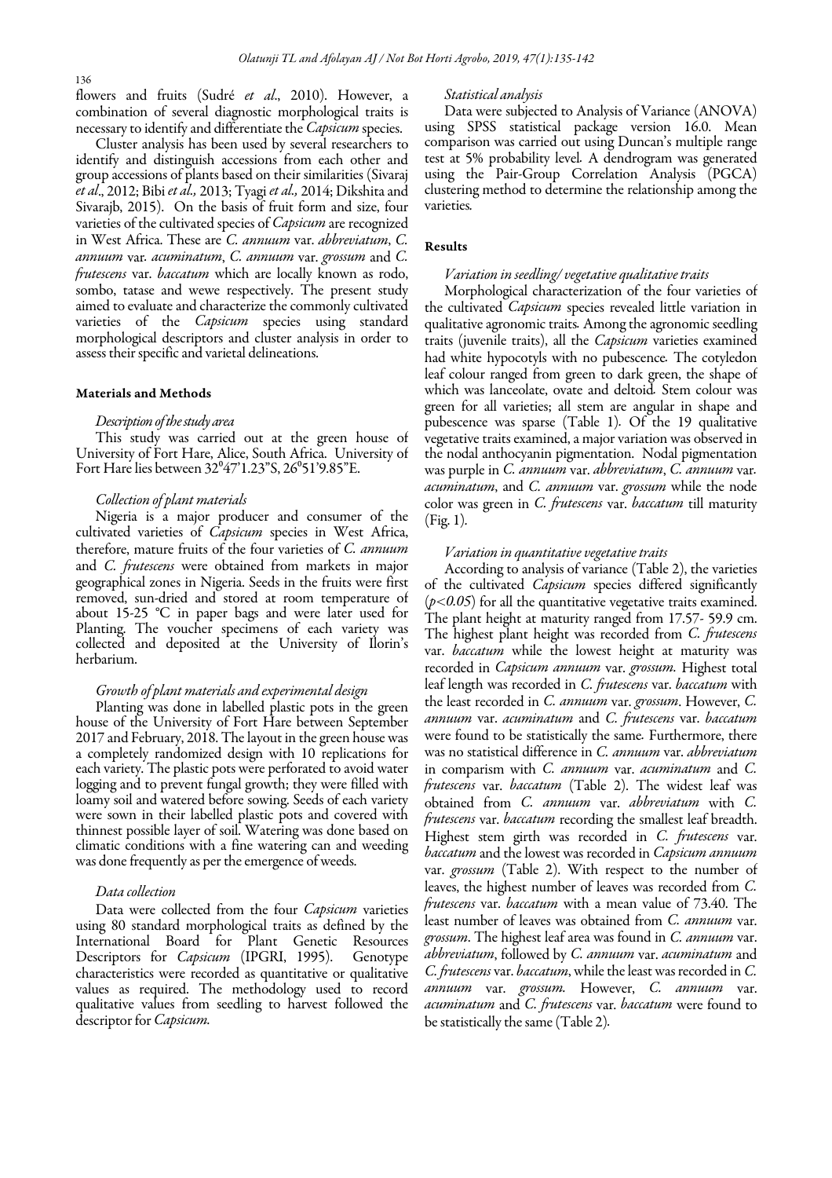flowers and fruits (Sudré *et al*., 2010). However, a combination of several diagnostic morphological traits is necessary to identify and differentiate the *Capsicum* species.

Cluster analysis has been used by several researchers to identify and distinguish accessions from each other and group accessions of plants based on their similarities (Sivaraj *et al*., 2012; Bibi *et al.,* 2013; Tyagi *et al.,* 2014; Dikshita and Sivarajb, 2015). On the basis of fruit form and size, four varieties of the cultivated species of *Capsicum* are recognized in West Africa. These are *C. annuum* var. *abbreviatum*, *C. annuum* var. *acuminatum*, *C. annuum* var. *grossum* and *C. frutescens* var. *baccatum* which are locally known as rodo, sombo, tatase and wewe respectively. The present study aimed to evaluate and characterize the commonly cultivated varieties of the *Capsicum* species using standard morphological descriptors and cluster analysis in order to assess their specific and varietal delineations.

## Materials and Methods

### *Description of the study area*

This study was carried out at the green house of University of Fort Hare, Alice, South Africa. University of Fort Hare lies between 32°47'1.23"S, 26°51'9.85"E.

### *Collection of plant materials*

Nigeria is a major producer and consumer of the cultivated varieties of *Capsicum* species in West Africa, therefore, mature fruits of the four varieties of *C. annuum* and *C. frutescens* were obtained from markets in major geographical zones in Nigeria. Seeds in the fruits were first removed, sun-dried and stored at room temperature of about 15-25 °C in paper bags and were later used for Planting. The voucher specimens of each variety was collected and deposited at the University of Ilorin's herbarium.

### *Growth of plant materials and experimental design*

Planting was done in labelled plastic pots in the green house of the University of Fort Hare between September 2017 and February, 2018. The layout in the green house was a completely randomized design with 10 replications for each variety. The plastic pots were perforated to avoid water logging and to prevent fungal growth; they were filled with loamy soil and watered before sowing. Seeds of each variety were sown in their labelled plastic pots and covered with thinnest possible layer of soil. Watering was done based on climatic conditions with a fine watering can and weeding was done frequently as per the emergence of weeds.

### *Data collection*

Data were collected from the four *Capsicum* varieties using 80 standard morphological traits as defined by the International Board for Plant Genetic Resources Descriptors for *Capsicum* (IPGRI, 1995). Genotype characteristics were recorded as quantitative or qualitative values as required. The methodology used to record qualitative values from seedling to harvest followed the descriptor for *Capsicum*.

### *Statistical analysis*

Data were subjected to Analysis of Variance (ANOVA) using SPSS statistical package version 16.0. Mean comparison was carried out using Duncan's multiple range test at 5% probability level. A dendrogram was generated using the Pair-Group Correlation Analysis (PGCA) clustering method to determine the relationship among the varieties.

## Results

### *Variation in seedling/ vegetative qualitative traits*

Morphological characterization of the four varieties of the cultivated *Capsicum* species revealed little variation in qualitative agronomic traits. Among the agronomic seedling traits (juvenile traits), all the *Capsicum* varieties examined had white hypocotyls with no pubescence. The cotyledon leaf colour ranged from green to dark green, the shape of which was lanceolate, ovate and deltoid. Stem colour was green for all varieties; all stem are angular in shape and pubescence was sparse (Table 1). Of the 19 qualitative vegetative traits examined, a major variation was observed in the nodal anthocyanin pigmentation. Nodal pigmentation was purple in *C. annuum* var. *abbreviatum*, *C. annuum* var. *acuminatum*, and *C. annuum* var. *grossum* while the node color was green in *C. frutescens* var. *baccatum* till maturity (Fig. 1).

### *Variation in quantitative vegetative traits*

According to analysis of variance (Table 2), the varieties of the cultivated *Capsicum* species differed significantly ($p<0.05$) for all the quantitative vegetative traits examined. The plant height at maturity ranged from 17.57- 59.9 cm. The highest plant height was recorded from *C. frutescens* var. *baccatum* while the lowest height at maturity was recorded in *Capsicum annuum* var. *grossum.* Highest total leaf length was recorded in *C. frutescens* var. *baccatum* with the least recorded in *C. annuum* var. *grossum*. However, *C. annuum* var. *acuminatum* and *C. frutescens* var. *baccatum* were found to be statistically the same. Furthermore, there was no statistical difference in *C. annuum* var. *abbreviatum* in comparism with *C. annuum* var. *acuminatum* and *C. frutescens* var. *baccatum* (Table 2). The widest leaf was obtained from *C. annuum* var. *abbreviatum* with *C. frutescens* var. *baccatum* recording the smallest leaf breadth. Highest stem girth was recorded in *C. frutescens* var. *baccatum* and the lowest was recorded in *Capsicum annuum* var. *grossum* (Table 2). With respect to the number of leaves, the highest number of leaves was recorded from *C. frutescens* var. *baccatum* with a mean value of 73.40. The least number of leaves was obtained from *C. annuum* var. *grossum*. The highest leaf area was found in *C. annuum* var. *abbreviatum*, followed by *C. annuum* var. *acuminatum* and *C. frutescens* var. *baccatum*, while the least was recorded in *C. annuum* var. *grossum.* However, *C. annuum* var. *acuminatum* and *C. frutescens* var. *baccatum* were found to be statistically the same (Table 2).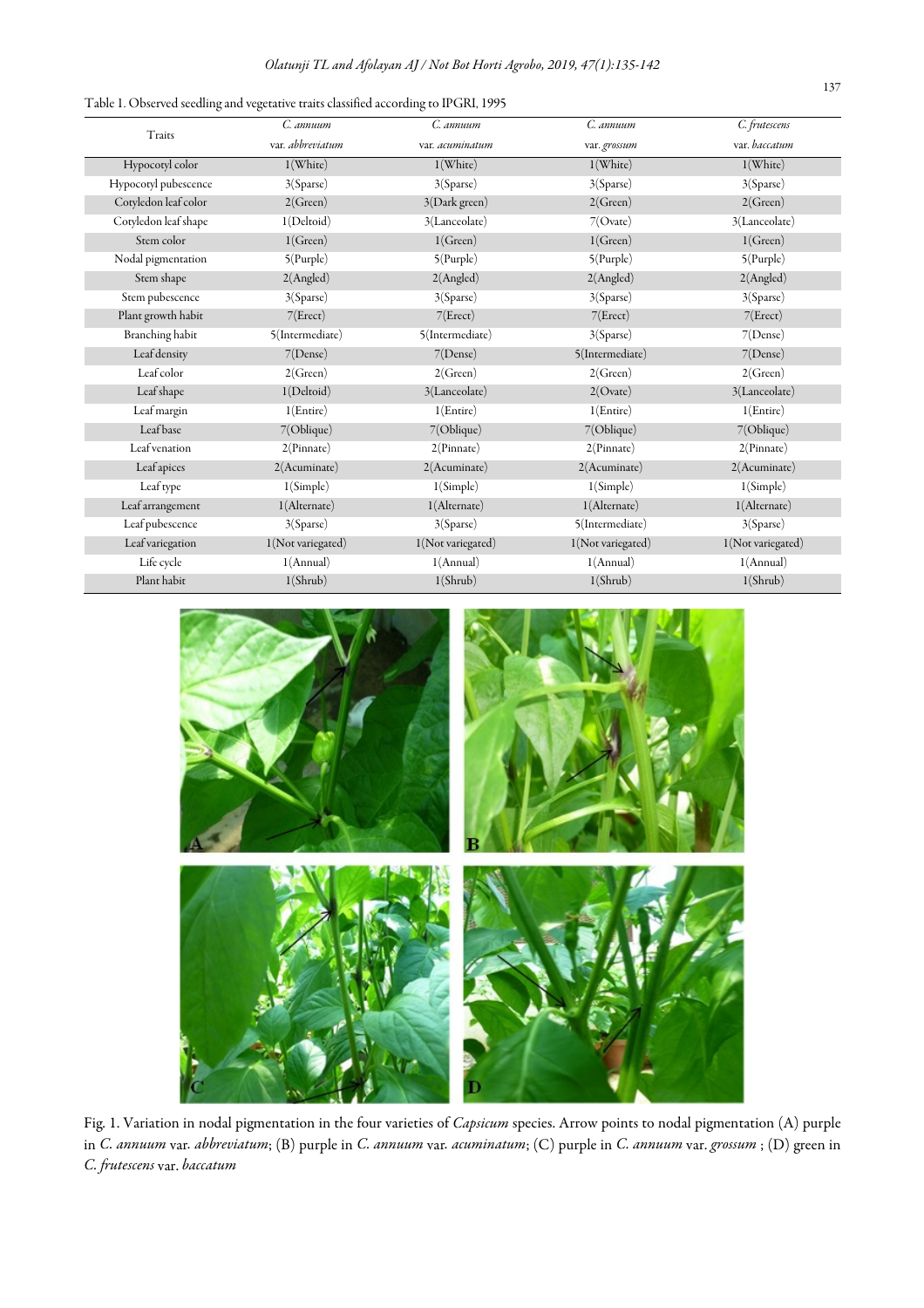Table 1. Observed seedling and vegetative traits classified according to IPGRI, 1995

| Traits | *C. annuum* var. *abbreviatum* | *C. annuum* var. *acuminatum* | *C. annuum* var. *grossum* | *C. frutescens* var. *baccatum* |
|---|---|---|---|---|
| Hypocotyl color | 1(White) | 1(White) | 1(White) | 1(White) |
| Hypocotyl pubescence | 3(Sparse) | 3(Sparse) | 3(Sparse) | 3(Sparse) |
| Cotyledon leaf color | 2(Green) | 3(Dark green) | 2(Green) | 2(Green) |
| Cotyledon leaf shape | 1(Deltoid) | 3(Lanceolate) | 7(Ovate) | 3(Lanceolate) |
| Stem color | 1(Green) | 1(Green) | 1(Green) | 1(Green) |
| Nodal pigmentation | 5(Purple) | 5(Purple) | 5(Purple) | 5(Purple) |
| Stem shape | 2(Angled) | 2(Angled) | 2(Angled) | 2(Angled) |
| Stem pubescence | 3(Sparse) | 3(Sparse) | 3(Sparse) | 3(Sparse) |
| Plant growth habit | 7(Erect) | 7(Erect) | 7(Erect) | 7(Erect) |
| Branching habit | 5(Intermediate) | 5(Intermediate) | 3(Sparse) | 7(Dense) |
| Leaf density | 7(Dense) | 7(Dense) | 5(Intermediate) | 7(Dense) |
| Leaf color | 2(Green) | 2(Green) | 2(Green) | 2(Green) |
| Leaf shape | 1(Deltoid) | 3(Lanceolate) | 2(Ovate) | 3(Lanceolate) |
| Leaf margin | 1(Entire) | 1(Entire) | 1(Entire) | 1(Entire) |
| Leaf base | 7(Oblique) | 7(Oblique) | 7(Oblique) | 7(Oblique) |
| Leaf venation | 2(Pinnate) | 2(Pinnate) | 2(Pinnate) | 2(Pinnate) |
| Leaf apices | 2(Acuminate) | 2(Acuminate) | 2(Acuminate) | 2(Acuminate) |
| Leaf type | 1(Simple) | 1(Simple) | 1(Simple) | 1(Simple) |
| Leaf arrangement | 1(Alternate) | 1(Alternate) | 1(Alternate) | 1(Alternate) |
| Leaf pubescence | 3(Sparse) | 3(Sparse) | 5(Intermediate) | 3(Sparse) |
| Leaf variegation | 1(Not variegated) | 1(Not variegated) | 1(Not variegated) | 1(Not variegated) |
| Life cycle | 1(Annual) | 1(Annual) | 1(Annual) | 1(Annual) |
| Plant habit | 1(Shrub) | 1(Shrub) | 1(Shrub) | 1(Shrub) |

Fig. 1. Variation in nodal pigmentation in the four varieties of *Capsicum* species. Arrow points to nodal pigmentation (A) purple in *C. annuum* var. *abbreviatum*; (B) purple in *C. annuum* var. *acuminatum*; (C) purple in *C. annuum* var. *grossum* ; (D) green in *C. frutescens* var. *baccatum*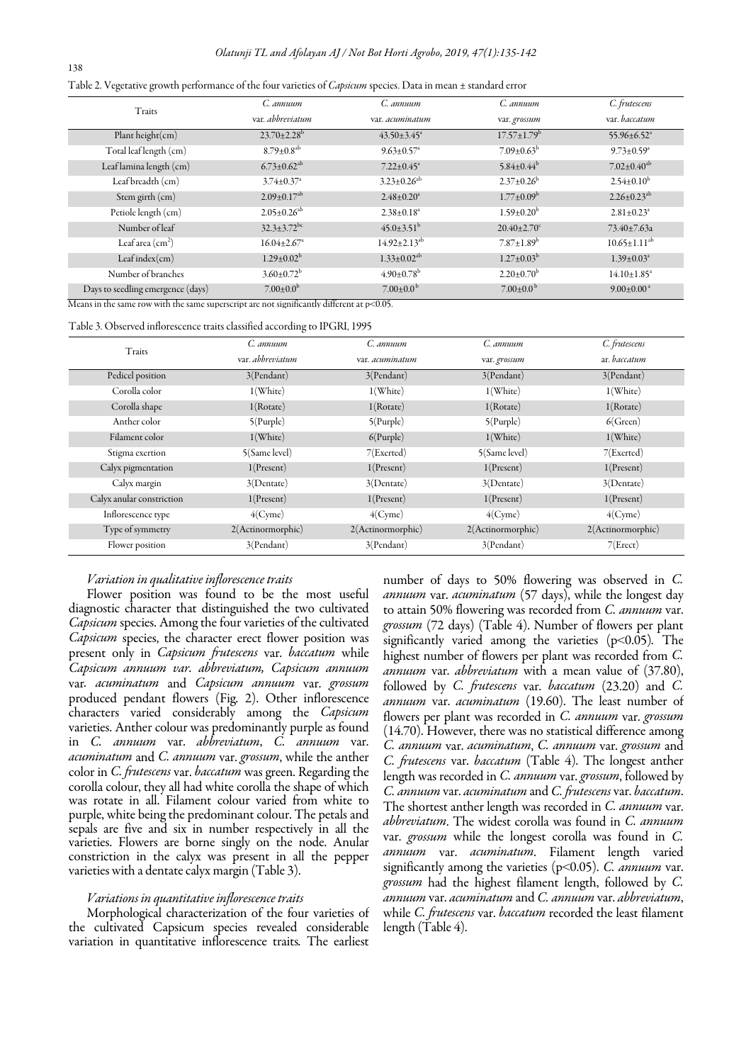Table 2. Vegetative growth performance of the four varieties of *Capsicum* species. Data in mean ± standard error

| Traits | *C. annuum* var. *abbreviatum* | *C. annuum* var. *acuminatum* | *C. annuum* var. *grossum* | *C. frutescens* var. *baccatum* |
|---|---|---|---|---|
| Plant height(cm) | $23.70 \pm 2.28^{b}$ | $43.50 \pm 3.45^{a}$ | $17.57 \pm 1.79^{b}$ | $55.96 \pm 6.52^{a}$ |
| Total leaf length (cm) | $8.79 \pm 0.8^{ab}$ | $9.63 \pm 0.57^{a}$ | $7.09 \pm 0.63^{b}$ | $9.73 \pm 0.59^{a}$ |
| Leaf lamina length (cm) | $6.73 \pm 0.62^{ab}$ | $7.22 \pm 0.45^{a}$ | $5.84 \pm 0.44^{b}$ | $7.02 \pm 0.40^{ab}$ |
| Leaf breadth (cm) | $3.74 \pm 0.37^{a}$ | $3.23 \pm 0.26^{ab}$ | $2.37 \pm 0.26^{b}$ | $2.54 \pm 0.10^{b}$ |
| Stem girth (cm) | $2.09 \pm 0.17^{ab}$ | $2.48 \pm 0.20^{a}$ | $1.77 \pm 0.09^{b}$ | $2.26 \pm 0.23^{ab}$ |
| Petiole length (cm) | $2.05 \pm 0.26^{ab}$ | $2.38 \pm 0.18^{a}$ | $1.59 \pm 0.20^{b}$ | $2.81 \pm 0.23^{a}$ |
| Number of leaf | $32.3 \pm 3.72^{bc}$ | $45.0 \pm 3.51^{b}$ | $20.40 \pm 2.70^{c}$ | $73.40 \pm 7.63a$ |
| Leaf area ($cm^2$) | $16.04 \pm 2.67^{a}$ | $14.92 \pm 2.13^{ab}$ | $7.87 \pm 1.89^{b}$ | $10.65 \pm 1.11^{ab}$ |
| Leaf index(cm) | $1.29 \pm 0.02^{b}$ | $1.33 \pm 0.02^{ab}$ | $1.27 \pm 0.03^{b}$ | $1.39 \pm 0.03^{a}$ |
| Number of branches | $3.60 \pm 0.72^{b}$ | $4.90 \pm 0.78^{b}$ | $2.20 \pm 0.70^{b}$ | $14.10 \pm 1.85^{a}$ |
| Days to seedling emergence (days) | $7.00 \pm 0.0^{b}$ | $7.00 \pm 0.0^{b}$ | $7.00 \pm 0.0^{b}$ | $9.00 \pm 0.00^{a}$ |

Means in the same row with the same superscript are not significantly different at $p<0.05$.

Table 3. Observed inflorescence traits classified according to IPGRI, 1995

| Traits | *C. annuum* var. *abbreviatum* | *C. annuum* var. *acuminatum* | *C. annuum* var. *grossum* | *C. frutescens* ar. *baccatum* |
|---|---|---|---|---|
| Pedicel position | 3(Pendant) | 3(Pendant) | 3(Pendant) | 3(Pendant) |
| Corolla color | 1(White) | 1(White) | 1(White) | 1(White) |
| Corolla shape | 1(Rotate) | 1(Rotate) | 1(Rotate) | 1(Rotate) |
| Anther color | 5(Purple) | 5(Purple) | 5(Purple) | 6(Green) |
| Filament color | 1(White) | 6(Purple) | 1(White) | 1(White) |
| Stigma exertion | 5(Same level) | 7(Exerted) | 5(Same level) | 7(Exerted) |
| Calyx pigmentation | 1(Present) | 1(Present) | 1(Present) | 1(Present) |
| Calyx margin | 3(Dentate) | 3(Dentate) | 3(Dentate) | 3(Dentate) |
| Calyx anular constriction | 1(Present) | 1(Present) | 1(Present) | 1(Present) |
| Inflorescence type | 4(Cyme) | 4(Cyme) | 4(Cyme) | 4(Cyme) |
| Type of symmetry | 2(Actinormorphic) | 2(Actinormorphic) | 2(Actinormorphic) | 2(Actinormorphic) |
| Flower position | 3(Pendant) | 3(Pendant) | 3(Pendant) | 7(Erect) |

### *Variation in qualitative inflorescence traits*

Flower position was found to be the most useful diagnostic character that distinguished the two cultivated *Capsicum* species. Among the four varieties of the cultivated *Capsicum* species, the character erect flower position was present only in *Capsicum frutescens* var. *baccatum* while *Capsicum annuum var. abbreviatum, Capsicum annuum* var. *acuminatum* and *Capsicum annuum* var. *grossum* produced pendant flowers (Fig. 2). Other inflorescence characters varied considerably among the *Capsicum* varieties. Anther colour was predominantly purple as found in *C. annuum* var. *abbreviatum*, *C. annuum* var. *acuminatum* and *C. annuum* var. *grossum*, while the anther color in *C. frutescens* var. *baccatum* was green. Regarding the corolla colour, they all had white corolla the shape of which was rotate in all. Filament colour varied from white to purple, white being the predominant colour. The petals and sepals are five and six in number respectively in all the varieties. Flowers are borne singly on the node. Anular constriction in the calyx was present in all the pepper varieties with a dentate calyx margin (Table 3).

### *Variations in quantitative inflorescence traits*

Morphological characterization of the four varieties of the cultivated Capsicum species revealed considerable variation in quantitative inflorescence traits. The earliest number of days to 50% flowering was observed in *C. annuum* var. *acuminatum* (57 days), while the longest day to attain 50% flowering was recorded from *C. annuum* var. *grossum* (72 days) (Table 4). Number of flowers per plant significantly varied among the varieties ($p<0.05$). The highest number of flowers per plant was recorded from *C. annuum* var. *abbreviatum* with a mean value of (37.80), followed by *C. frutescens* var. *baccatum* (23.20) and *C. annuum* var. *acuminatum* (19.60). The least number of flowers per plant was recorded in *C. annuum* var. *grossum* (14.70). However, there was no statistical difference among *C. annuum* var. *acuminatum*, *C. annuum* var. *grossum* and *C. frutescens* var. *baccatum* (Table 4). The longest anther length was recorded in *C. annuum* var. *grossum*, followed by *C. annuum* var. *acuminatum* and *C. frutescens* var. *baccatum*. The shortest anther length was recorded in *C. annuum* var. *abbreviatum*. The widest corolla was found in *C. annuum* var. *grossum* while the longest corolla was found in *C. annuum* var. *acuminatum*. Filament length varied significantly among the varieties ($p<0.05$). *C. annuum* var. *grossum* had the highest filament length, followed by *C. annuum* var. *acuminatum* and *C. annuum* var. *abbreviatum*, while *C. frutescens* var. *baccatum* recorded the least filament length (Table 4).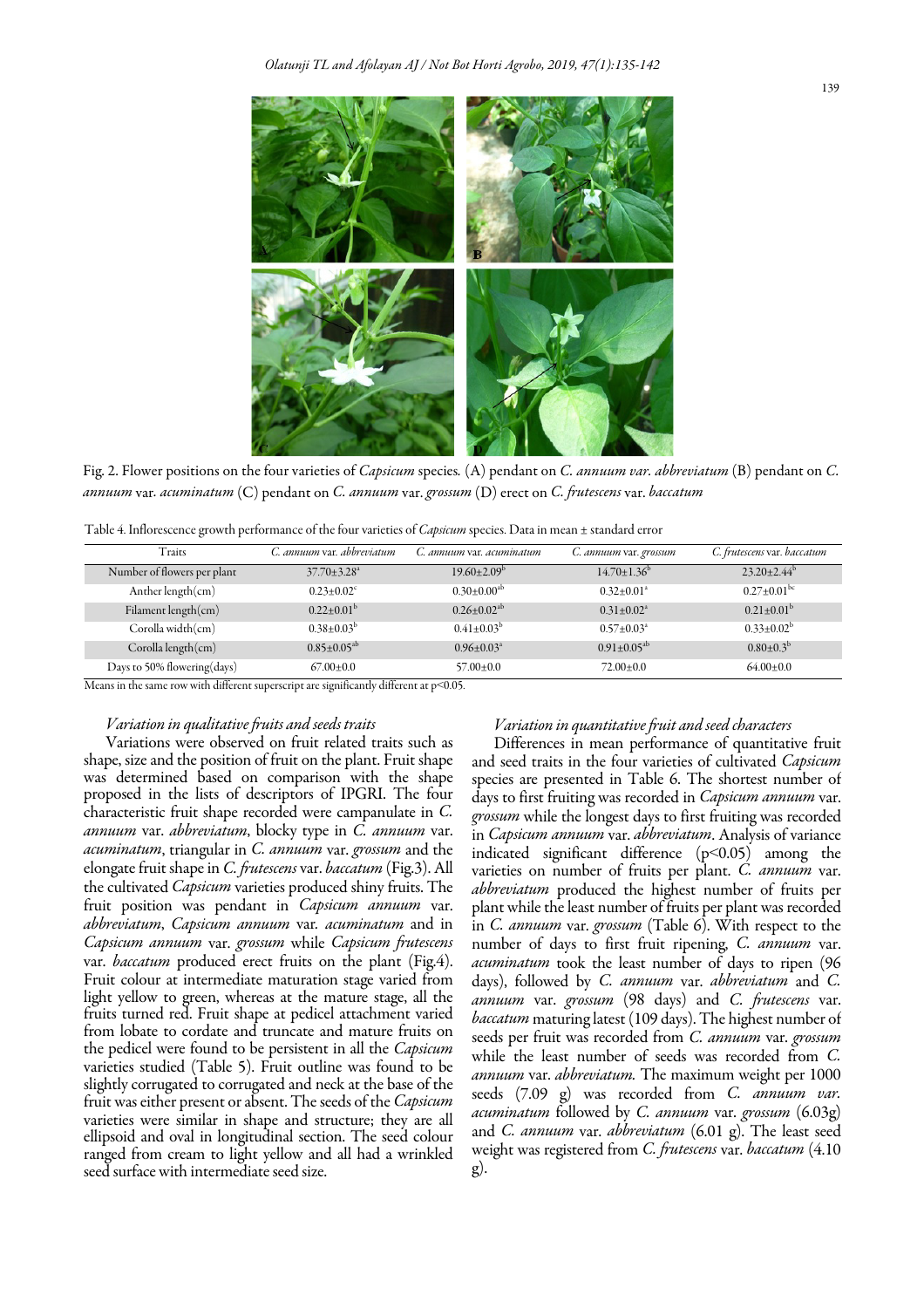Fig. 2. Flower positions on the four varieties of *Capsicum* species. (A) pendant on *C. annuum var. abbreviatum* (B) pendant on *C. annuum* var. *acuminatum* (C) pendant on *C. annuum* var. *grossum* (D) erect on *C. frutescens* var. *baccatum*

Table 4. Inflorescence growth performance of the four varieties of *Capsicum* species. Data in mean ± standard error

| Traits | *C. annuum* var. *abbreviatum* | *C. annuum* var. *acuminatum* | *C. annuum* var. *grossum* | *C. frutescens* var. *baccatum* |
|---|---|---|---|---|
| Number of flowers per plant | 37.70±3.28[a] | 19.60±2.09[b] | 14.70±1.36[b] | 23.20±2.44[b] |
| Anther length(cm) | 0.23±0.02[c] | 0.30±0.00[ab] | 0.32±0.01[a] | 0.27±0.01[bc] |
| Filament length(cm) | 0.22±0.01[b] | 0.26±0.02[ab] | 0.31±0.02[a] | 0.21±0.01[b] |
| Corolla width(cm) | 0.38±0.03[b] | 0.41±0.03[b] | 0.57±0.03[a] | 0.33±0.02[b] |
| Corolla length(cm) | 0.85±0.05[ab] | 0.96±0.03[a] | 0.91±0.05[ab] | 0.80±0.3[b] |
| Days to 50% flowering(days) | 67.00±0.0 | 57.00±0.0 | 72.00±0.0 | 64.00±0.0 |

Means in the same row with different superscript are significantly different at $p<0.05$.

### *Variation in qualitative fruits and seeds traits*

Variations were observed on fruit related traits such as shape, size and the position of fruit on the plant. Fruit shape was determined based on comparison with the shape proposed in the lists of descriptors of IPGRI. The four characteristic fruit shape recorded were campanulate in *C. annuum* var. *abbreviatum*, blocky type in *C. annuum* var. *acuminatum*, triangular in *C. annuum* var. *grossum* and the elongate fruit shape in *C. frutescens* var. *baccatum* (Fig.3). All the cultivated *Capsicum* varieties produced shiny fruits. The fruit position was pendant in *Capsicum annuum* var. *abbreviatum*, *Capsicum annuum* var. *acuminatum* and in *Capsicum annuum* var. *grossum* while *Capsicum frutescens* var. *baccatum* produced erect fruits on the plant (Fig.4). Fruit colour at intermediate maturation stage varied from light yellow to green, whereas at the mature stage, all the fruits turned red. Fruit shape at pedicel attachment varied from lobate to cordate and truncate and mature fruits on the pedicel were found to be persistent in all the *Capsicum* varieties studied (Table 5). Fruit outline was found to be slightly corrugated to corrugated and neck at the base of the fruit was either present or absent. The seeds of the *Capsicum* varieties were similar in shape and structure; they are all ellipsoid and oval in longitudinal section. The seed colour ranged from cream to light yellow and all had a wrinkled seed surface with intermediate seed size.

### *Variation in quantitative fruit and seed characters*

Differences in mean performance of quantitative fruit and seed traits in the four varieties of cultivated *Capsicum* species are presented in Table 6. The shortest number of days to first fruiting was recorded in *Capsicum annuum* var. *grossum* while the longest days to first fruiting was recorded in *Capsicum annuum* var. *abbreviatum*. Analysis of variance indicated significant difference ($p<0.05$) among the varieties on number of fruits per plant. *C. annuum* var. *abbreviatum* produced the highest number of fruits per plant while the least number of fruits per plant was recorded in *C. annuum* var. *grossum* (Table 6). With respect to the number of days to first fruit ripening, *C. annuum* var. *acuminatum* took the least number of days to ripen (96 days), followed by *C. annuum* var. *abbreviatum* and *C. annuum* var. *grossum* (98 days) and *C. frutescens* var. *baccatum* maturing latest (109 days). The highest number of seeds per fruit was recorded from *C. annuum* var. *grossum* while the least number of seeds was recorded from *C. annuum* var. *abbreviatum*. The maximum weight per 1000 seeds (7.09 g) was recorded from *C. annuum var. acuminatum* followed by *C. annuum* var. *grossum* (6.03g) and *C. annuum* var. *abbreviatum* (6.01 g). The least seed weight was registered from *C. frutescens* var. *baccatum* (4.10 g).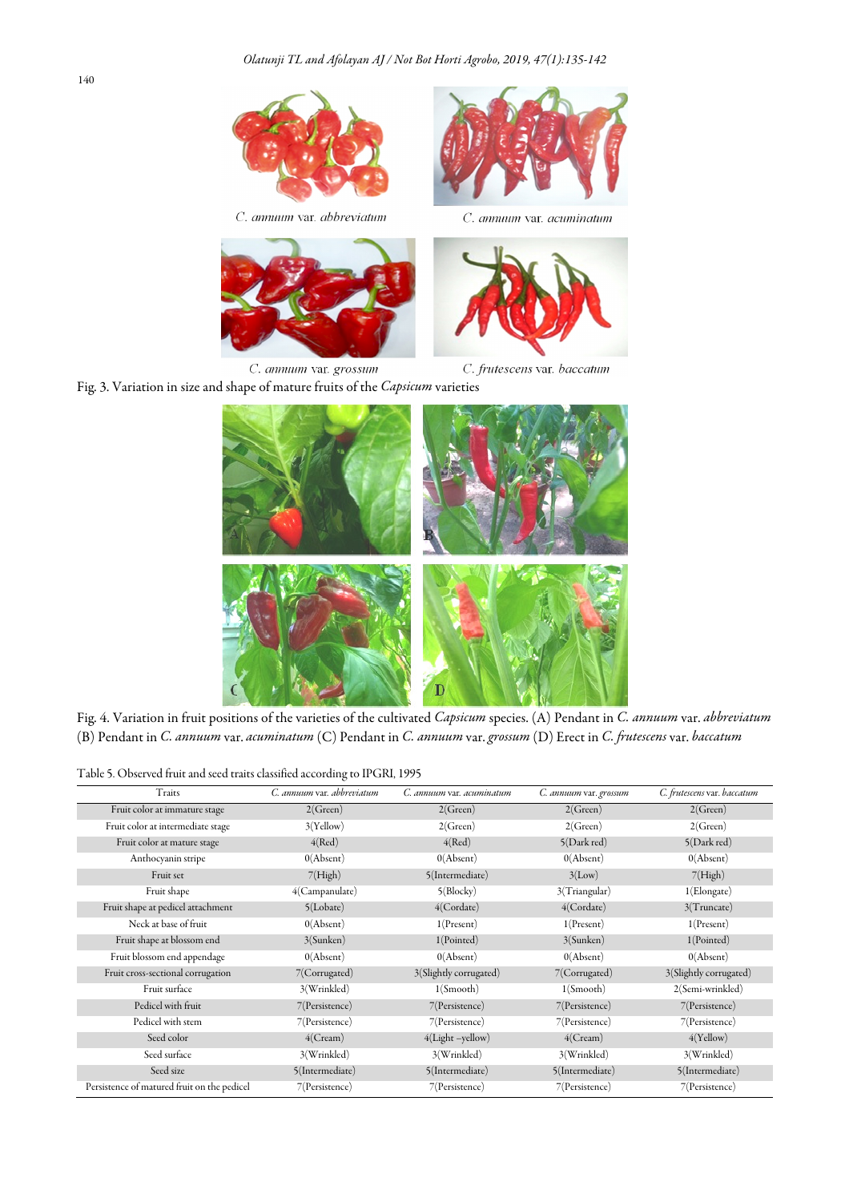*C. annuum* var. *abbreviatum* *C. annuum* var. *acuminatum*

*C. annuum* var. *grossum* *C. frutescens* var. *baccatum*

Fig. 3. Variation in size and shape of mature fruits of the *Capsicum* varieties

Fig. 4. Variation in fruit positions of the varieties of the cultivated *Capsicum* species. (A) Pendant in *C. annuum* var. *abbreviatum* (B) Pendant in *C. annuum* var. *acuminatum* (C) Pendant in *C. annuum* var. *grossum* (D) Erect in *C. frutescens* var. *baccatum*

Table 5. Observed fruit and seed traits classified according to IPGRI, 1995

| Traits | *C. annuum* var. *abbreviatum* | *C. annuum* var. *acuminatum* | *C. annuum* var. *grossum* | *C. frutescens* var. *baccatum* |
|---|---|---|---|---|
| Fruit color at immature stage | 2(Green) | 2(Green) | 2(Green) | 2(Green) |
| Fruit color at intermediate stage | 3(Yellow) | 2(Green) | 2(Green) | 2(Green) |
| Fruit color at mature stage | 4(Red) | 4(Red) | 5(Dark red) | 5(Dark red) |
| Anthocyanin stripe | 0(Absent) | 0(Absent) | 0(Absent) | 0(Absent) |
| Fruit set | 7(High) | 5(Intermediate) | 3(Low) | 7(High) |
| Fruit shape | 4(Campanulate) | 5(Blocky) | 3(Triangular) | 1(Elongate) |
| Fruit shape at pedicel attachment | 5(Lobate) | 4(Cordate) | 4(Cordate) | 3(Truncate) |
| Neck at base of fruit | 0(Absent) | 1(Present) | 1(Present) | 1(Present) |
| Fruit shape at blossom end | 3(Sunken) | 1(Pointed) | 3(Sunken) | 1(Pointed) |
| Fruit blossom end appendage | 0(Absent) | 0(Absent) | 0(Absent) | 0(Absent) |
| Fruit cross-sectional corrugation | 7(Corrugated) | 3(Slightly corrugated) | 7(Corrugated) | 3(Slightly corrugated) |
| Fruit surface | 3(Wrinkled) | 1(Smooth) | 1(Smooth) | 2(Semi-wrinkled) |
| Pedicel with fruit | 7(Persistence) | 7(Persistence) | 7(Persistence) | 7(Persistence) |
| Pedicel with stem | 7(Persistence) | 7(Persistence) | 7(Persistence) | 7(Persistence) |
| Seed color | 4(Cream) | 4(Light –yellow) | 4(Cream) | 4(Yellow) |
| Seed surface | 3(Wrinkled) | 3(Wrinkled) | 3(Wrinkled) | 3(Wrinkled) |
| Seed size | 5(Intermediate) | 5(Intermediate) | 5(Intermediate) | 5(Intermediate) |
| Persistence of matured fruit on the pedicel | 7(Persistence) | 7(Persistence) | 7(Persistence) | 7(Persistence) |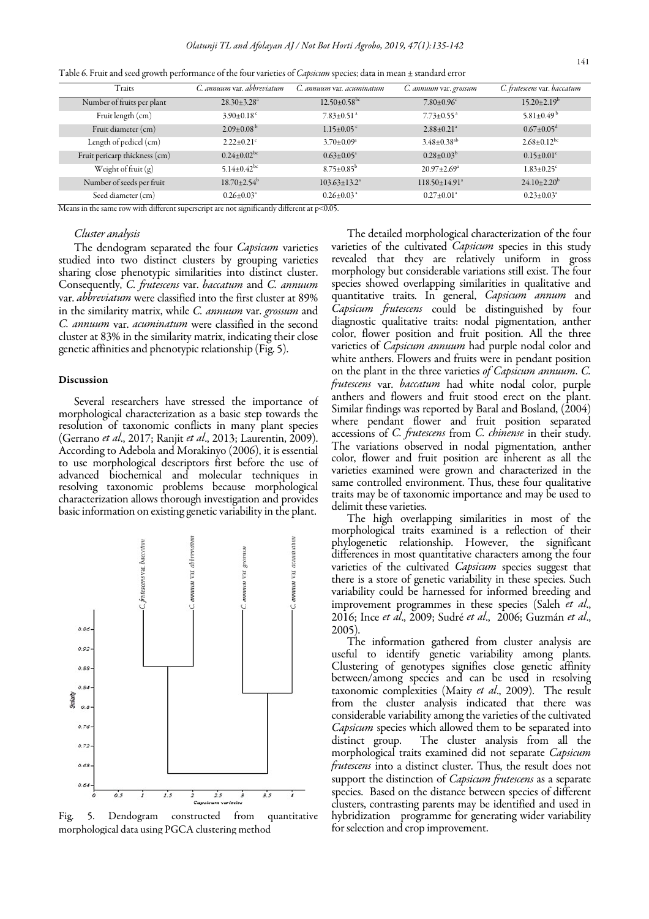Table 6. Fruit and seed growth performance of the four varieties of *Capsicum* species; data in mean ± standard error

| Traits | *C. annuum* var. *abbreviatum* | *C. annuum* var. *acuminatum* | *C. annuum* var. *grossum* | *C. frutescens* var. *baccatum* |
|---|---|---|---|---|
| Number of fruits per plant | $28.30\pm3.28^{a}$ | $12.50\pm0.58^{bc}$ | $7.80\pm0.96^{c}$ | $15.20\pm2.19^{b}$ |
| Fruit length (cm) | $3.90\pm0.18^{c}$ | $7.83\pm0.51^{a}$ | $7.73\pm0.55^{a}$ | $5.81\pm0.49^{b}$ |
| Fruit diameter (cm) | $2.09\pm0.08^{b}$ | $1.15\pm0.05^{c}$ | $2.88\pm0.21^{a}$ | $0.67\pm0.05^{d}$ |
| Length of pedicel (cm) | $2.22\pm0.21^{c}$ | $3.70\pm0.09^{a}$ | $3.48\pm0.38^{ab}$ | $2.68\pm0.12^{bc}$ |
| Fruit pericarp thickness (cm) | $0.24\pm0.02^{bc}$ | $0.63\pm0.05^{a}$ | $0.28\pm0.03^{b}$ | $0.15\pm0.01^{c}$ |
| Weight of fruit (g) | $5.14\pm0.42^{bc}$ | $8.75\pm0.85^{b}$ | $20.97\pm2.69^{a}$ | $1.83\pm0.25^{c}$ |
| Number of seeds per fruit | $18.70\pm2.54^{b}$ | $103.63\pm13.2^{a}$ | $118.50\pm14.91^{a}$ | $24.10\pm2.20^{b}$ |
| Seed diameter (cm) | $0.26\pm0.03^{a}$ | $0.26\pm0.03^{a}$ | $0.27\pm0.01^{a}$ | $0.23\pm0.03^{a}$ |

Means in the same row with different superscript are not significantly different at $p<0.05$.

### *Cluster analysis*

The dendogram separated the four *Capsicum* varieties studied into two distinct clusters by grouping varieties sharing close phenotypic similarities into distinct cluster. Consequently, *C. frutescens* var. *baccatum* and *C. annuum* var. *abbreviatum* were classified into the first cluster at 89% in the similarity matrix, while *C. annuum* var. *grossum* and *C. annuum* var. *acuminatum* were classified in the second cluster at 83% in the similarity matrix, indicating their close genetic affinities and phenotypic relationship (Fig. 5).

## Discussion

Several researchers have stressed the importance of morphological characterization as a basic step towards the resolution of taxonomic conflicts in many plant species (Gerrano *et al*., 2017; Ranjit *et al*., 2013; Laurentin, 2009). According to Adebola and Morakinyo (2006), it is essential to use morphological descriptors first before the use of advanced biochemical and molecular techniques in resolving taxonomic problems because morphological characterization allows thorough investigation and provides basic information on existing genetic variability in the plant.

Fig. 5. Dendogram constructed from quantitative morphological data using PGCA clustering method

The detailed morphological characterization of the four varieties of the cultivated *Capsicum* species in this study revealed that they are relatively uniform in gross morphology but considerable variations still exist. The four species showed overlapping similarities in qualitative and quantitative traits. In general, *Capsicum annum* and *Capsicum frutescens* could be distinguished by four diagnostic qualitative traits: nodal pigmentation, anther color, flower position and fruit position. All the three varieties of *Capsicum annuum* had purple nodal color and white anthers. Flowers and fruits were in pendant position on the plant in the three varieties *of Capsicum annuum*. *C. frutescens* var. *baccatum* had white nodal color, purple anthers and flowers and fruit stood erect on the plant. Similar findings was reported by Baral and Bosland, (2004) where pendant flower and fruit position separated accessions of *C. frutescens* from *C. chinense* in their study. The variations observed in nodal pigmentation, anther color, flower and fruit position are inherent as all the varieties examined were grown and characterized in the same controlled environment. Thus, these four qualitative traits may be of taxonomic importance and may be used to delimit these varieties.

The high overlapping similarities in most of the morphological traits examined is a reflection of their phylogenetic relationship. However, the significant differences in most quantitative characters among the four varieties of the cultivated *Capsicum* species suggest that there is a store of genetic variability in these species. Such variability could be harnessed for informed breeding and improvement programmes in these species (Saleh *et al*., 2016; Ince *et al*., 2009; Sudré *et al*., 2006; Guzmán *et al*., 2005).

The information gathered from cluster analysis are useful to identify genetic variability among plants. Clustering of genotypes signifies close genetic affinity between/among species and can be used in resolving taxonomic complexities (Maity *et al*., 2009). The result from the cluster analysis indicated that there was considerable variability among the varieties of the cultivated *Capsicum* species which allowed them to be separated into distinct group. The cluster analysis from all the morphological traits examined did not separate *Capsicum frutescens* into a distinct cluster. Thus, the result does not support the distinction of *Capsicum frutescens* as a separate species. Based on the distance between species of different clusters, contrasting parents may be identified and used in hybridization programme for generating wider variability for selection and crop improvement.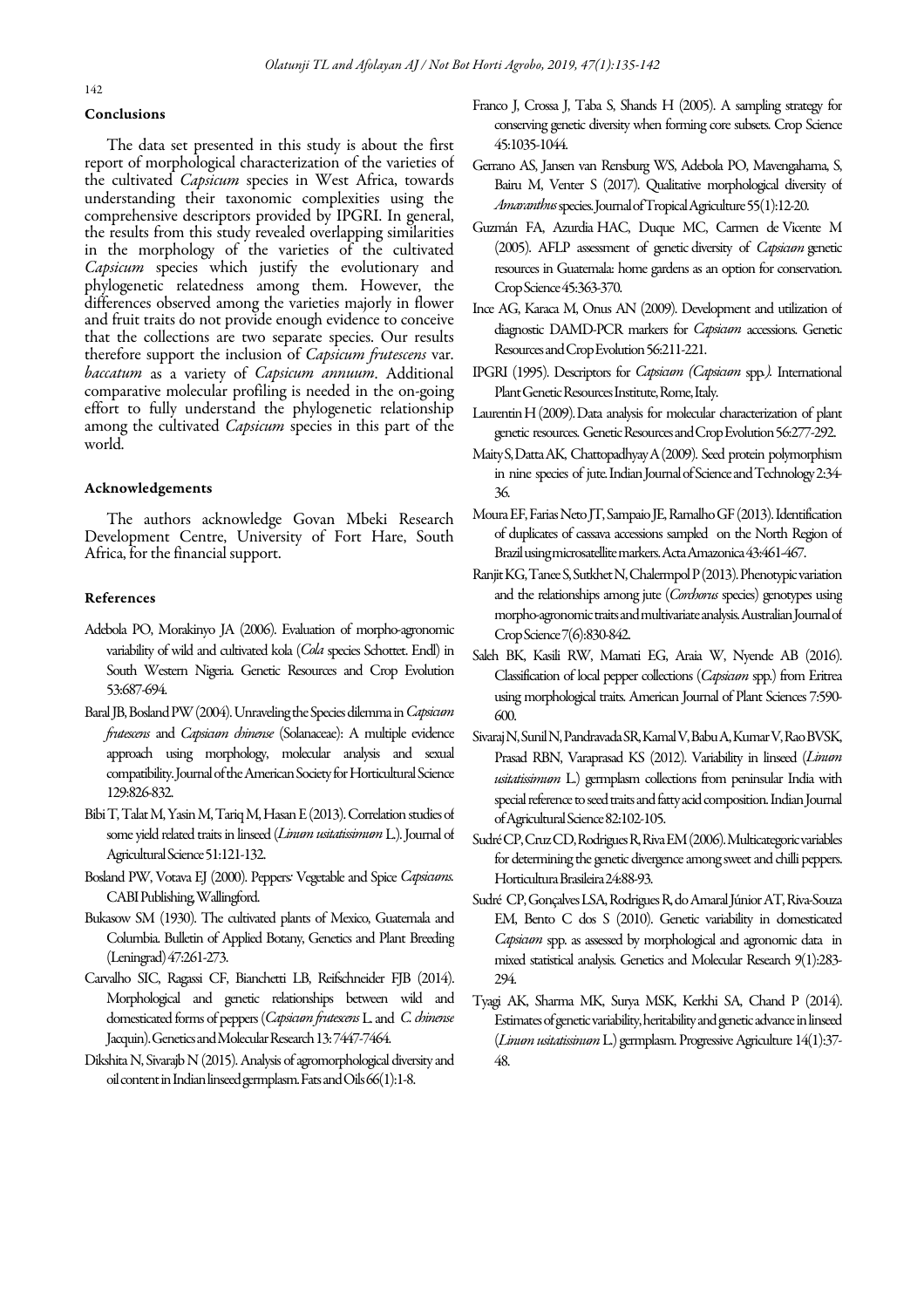## Conclusions

The data set presented in this study is about the first report of morphological characterization of the varieties of the cultivated *Capsicum* species in West Africa, towards understanding their taxonomic complexities using the comprehensive descriptors provided by IPGRI. In general, the results from this study revealed overlapping similarities in the morphology of the varieties of the cultivated *Capsicum* species which justify the evolutionary and phylogenetic relatedness among them. However, the differences observed among the varieties majorly in flower and fruit traits do not provide enough evidence to conceive that the collections are two separate species. Our results therefore support the inclusion of *Capsicum frutescens* var. *baccatum* as a variety of *Capsicum annuum*. Additional comparative molecular profiling is needed in the on-going effort to fully understand the phylogenetic relationship among the cultivated *Capsicum* species in this part of the world.

## Acknowledgements

The authors acknowledge Govan Mbeki Research Development Centre, University of Fort Hare, South Africa, for the financial support.

## References

Adebola PO, Morakinyo JA (2006). Evaluation of morpho-agronomic variability of wild and cultivated kola (*Cola* species Schottet. Endl) in South Western Nigeria. Genetic Resources and Crop Evolution 53:687-694.

Baral JB, Bosland PW (2004). Unraveling the Species dilemma in *Capsicum frutescens* and *Capsicum chinense* (Solanaceae): A multiple evidence approach using morphology, molecular analysis and sexual compatibility. Journal of the American Society for Horticultural Science 129:826-832.

Bibi T, Talat M, Yasin M, Tariq M, Hasan E (2013). Correlation studies of some yield related traits in linseed (*Linum usitatisimum* L.). Journal of Agricultural Science 51:121-132.

Bosland PW, Votava EJ (2000). Peppers: Vegetable and Spice *Capsicums.* CABI Publishing, Wallingford.

Bukasow SM (1930). The cultivated plants of Mexico, Guatemala and Columbia. Bulletin of Applied Botany, Genetics and Plant Breeding (Leningrad) 47:261-273.

Carvalho SIC, Ragassi CF, Bianchetti LB, Reifschneider FJB (2014). Morphological and genetic relationships between wild and domesticated forms of peppers (*Capsicum frutescens* L. and *C. chinense* Jacquin). Genetics and Molecular Research 13: 7447-7464.

Dikshita N, Sivarajb N (2015). Analysis of agromorphological diversity and oil content in Indian linseed germplasm. Fats and Oils 66(1):1-8.

Franco J, Crossa J, Taba S, Shands H (2005). A sampling strategy for conserving genetic diversity when forming core subsets. Crop Science 45:1035-1044.

Gerrano AS, Jansen van Rensburg WS, Adebola PO, Mavengahama, S, Bairu M, Venter S (2017). Qualitative morphological diversity of *Amaranthus* species. Journal of Tropical Agriculture 55(1):12-20.

Guzmán FA, Azurdia HAC, Duque MC, Carmen de Vicente M (2005). AFLP assessment of genetic diversity of *Capsicum* genetic resources in Guatemala: home gardens as an option for conservation. Crop Science 45:363-370.

Ince AG, Karaca M, Onus AN (2009). Development and utilization of diagnostic DAMD-PCR markers for *Capsicum* accessions. Genetic Resources and Crop Evolution 56:211-221.

IPGRI (1995). Descriptors for *Capsicum (Capsicum* spp*.).* International Plant Genetic Resources Institute, Rome, Italy.

Laurentin H (2009). Data analysis for molecular characterization of plant genetic resources. Genetic Resources and Crop Evolution 56:277-292.

Maity S, Datta AK, Chattopadhyay A (2009). Seed protein polymorphism in nine species of jute. Indian Journal of Science and Technology 2:34-36.

Moura EF, Farias Neto JT, Sampaio JE, Ramalho GF (2013). Identification of duplicates of cassava accessions sampled on the North Region of Brazil using microsatellite markers. Acta Amazonica 43:461-467.

Ranjit KG, Tanee S, Sutkhet N, Chalermpol P (2013). Phenotypic variation and the relationships among jute (*Corchorus* species) genotypes using morpho-agronomic traits and multivariate analysis. Australian Journal of Crop Science 7(6):830-842.

Saleh BK, Kasili RW, Mamati EG, Araia W, Nyende AB (2016). Classification of local pepper collections (*Capsicum* spp.) from Eritrea using morphological traits. American Journal of Plant Sciences 7:590-600.

Sivaraj N, Sunil N, Pandravada SR, Kamal V, Babu A, Kumar V, Rao BVSK, Prasad RBN, Varaprasad KS (2012). Variability in linseed (*Linum usitatissimum* L.) germplasm collections from peninsular India with special reference to seed traits and fatty acid composition. Indian Journal of Agricultural Science 82:102-105.

Sudré CP, Cruz CD, Rodrigues R, Riva EM (2006). Multicategoric variables for determining the genetic divergence among sweet and chilli peppers. Horticultura Brasileira 24:88-93.

Sudré CP, Gonçalves LSA, Rodrigues R, do Amaral Júnior AT, Riva-Souza EM, Bento C dos S (2010). Genetic variability in domesticated *Capsicum* spp. as assessed by morphological and agronomic data in mixed statistical analysis. Genetics and Molecular Research 9(1):283-294.

Tyagi AK, Sharma MK, Surya MSK, Kerkhi SA, Chand P (2014). Estimates of genetic variability, heritability and genetic advance in linseed (*Linum usitatissinum* L.) germplasm. Progressive Agriculture 14(1):37-48.